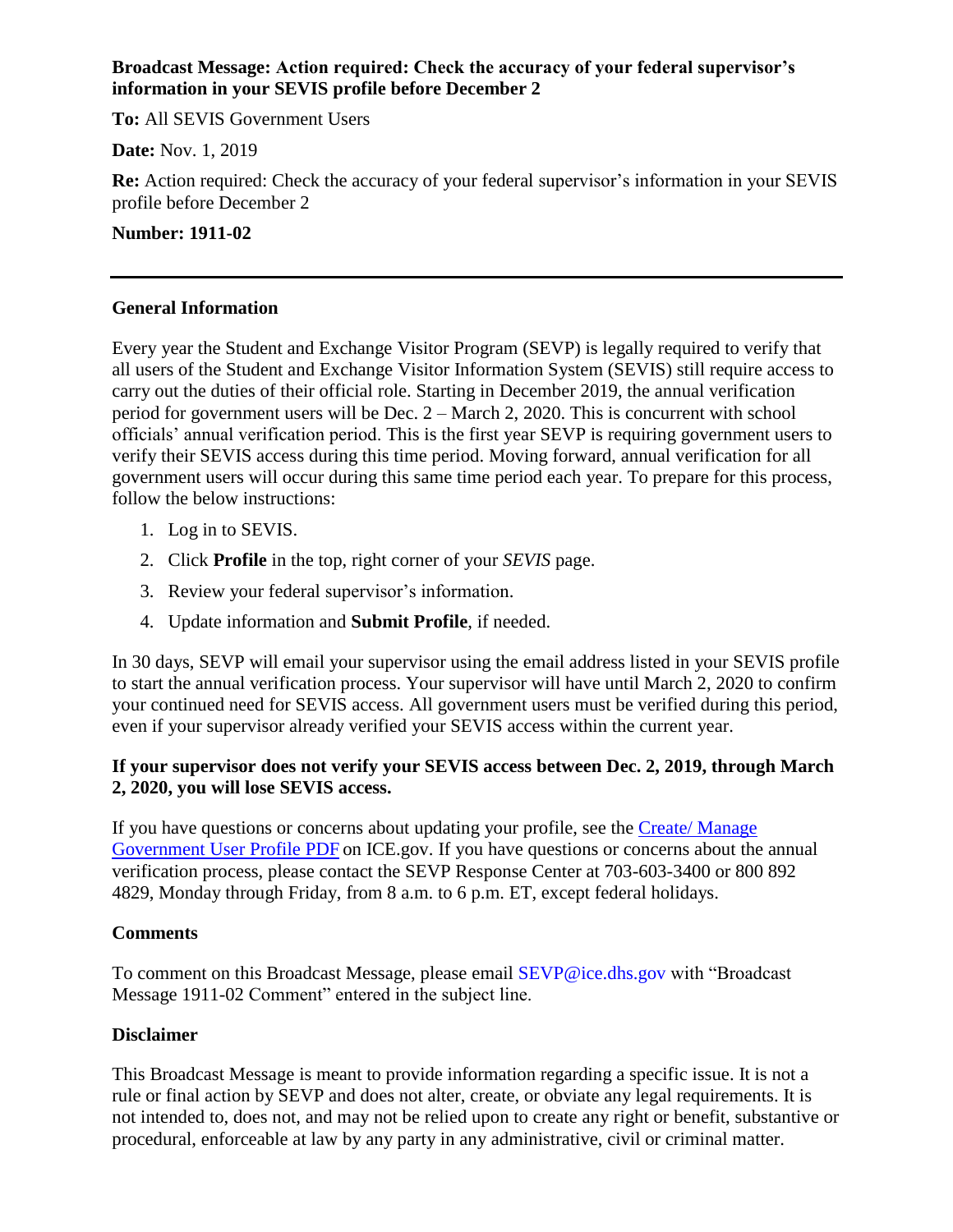**Broadcast Message: Action required: Check the accuracy of your federal supervisor's information in your SEVIS profile before December 2**

**To:** All SEVIS Government Users

**Date:** Nov. 1, 2019

**Re:** Action required: Check the accuracy of your federal supervisor's information in your SEVIS profile before December 2

**Number: 1911-02**

---

## General Information

Every year the Student and Exchange Visitor Program (SEVP) is legally required to verify that all users of the Student and Exchange Visitor Information System (SEVIS) still require access to carry out the duties of their official role. Starting in December 2019, the annual verification period for government users will be Dec. 2 – March 2, 2020. This is concurrent with school officials' annual verification period. This is the first year SEVP is requiring government users to verify their SEVIS access during this time period. Moving forward, annual verification for all government users will occur during this same time period each year. To prepare for this process, follow the below instructions:

1. Log in to SEVIS.
2. Click **Profile** in the top, right corner of your *SEVIS* page.
3. Review your federal supervisor's information.
4. Update information and **Submit Profile**, if needed.

In 30 days, SEVP will email your supervisor using the email address listed in your SEVIS profile to start the annual verification process. Your supervisor will have until March 2, 2020 to confirm your continued need for SEVIS access. All government users must be verified during this period, even if your supervisor already verified your SEVIS access within the current year.

**If your supervisor does not verify your SEVIS access between Dec. 2, 2019, through March 2, 2020, you will lose SEVIS access.**

If you have questions or concerns about updating your profile, see the Create/ Manage Government User Profile PDF on ICE.gov. If you have questions or concerns about the annual verification process, please contact the SEVP Response Center at 703-603-3400 or 800 892 4829, Monday through Friday, from 8 a.m. to 6 p.m. ET, except federal holidays.

## Comments

To comment on this Broadcast Message, please email SEVP@ice.dhs.gov with "Broadcast Message 1911-02 Comment" entered in the subject line.

## Disclaimer

This Broadcast Message is meant to provide information regarding a specific issue. It is not a rule or final action by SEVP and does not alter, create, or obviate any legal requirements. It is not intended to, does not, and may not be relied upon to create any right or benefit, substantive or procedural, enforceable at law by any party in any administrative, civil or criminal matter.